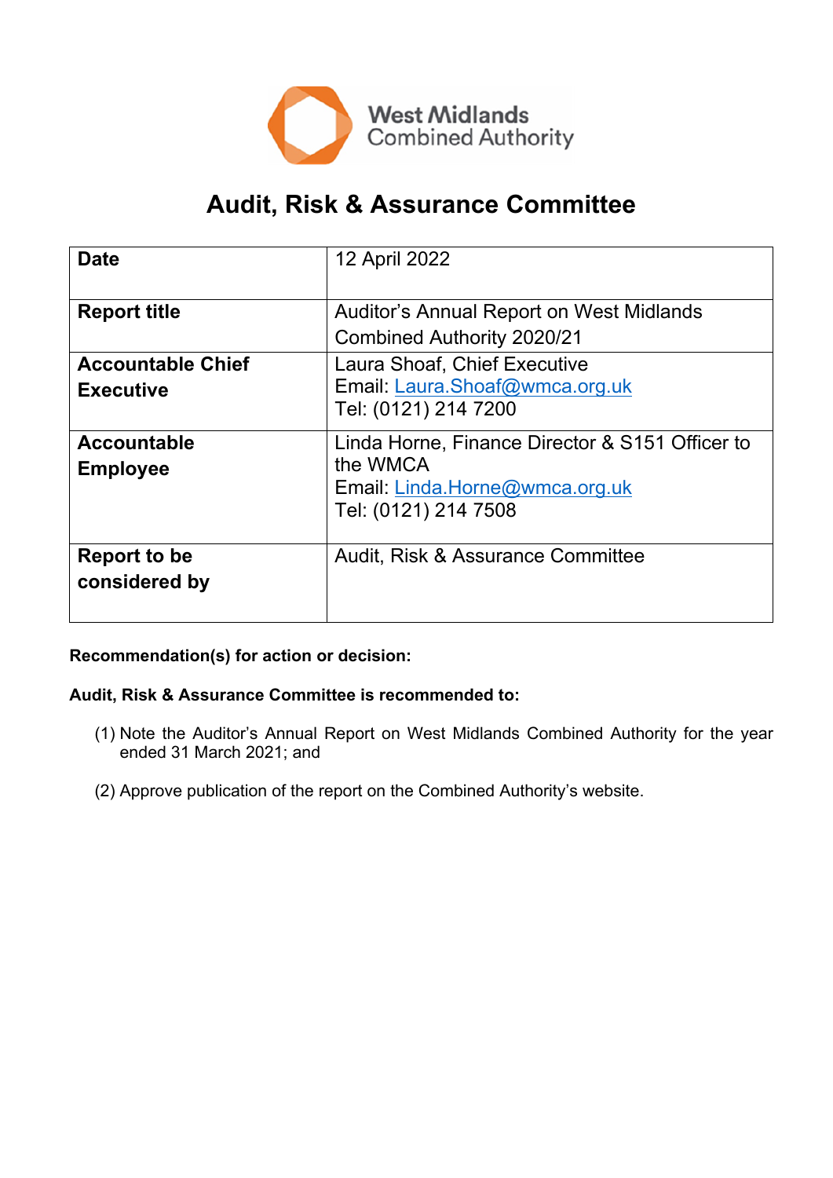West Midlands Combined Authority

# Audit, Risk & Assurance Committee

| Date | 12 April 2022 |
| --- | --- |
| **Report title** | Auditor’s Annual Report on West Midlands Combined Authority 2020/21 |
| **Accountable Chief Executive** | Laura Shoaf, Chief Executive<br>Email: Laura.Shoaf@wmca.org.uk<br>Tel: (0121) 214 7200 |
| **Accountable Employee** | Linda Horne, Finance Director & S151 Officer to the WMCA<br>Email: Linda.Horne@wmca.org.uk<br>Tel: (0121) 214 7508 |
| **Report to be considered by** | Audit, Risk & Assurance Committee |

**Recommendation(s) for action or decision:**

**Audit, Risk & Assurance Committee is recommended to:**

(1) Note the Auditor’s Annual Report on West Midlands Combined Authority for the year ended 31 March 2021; and

(2) Approve publication of the report on the Combined Authority’s website.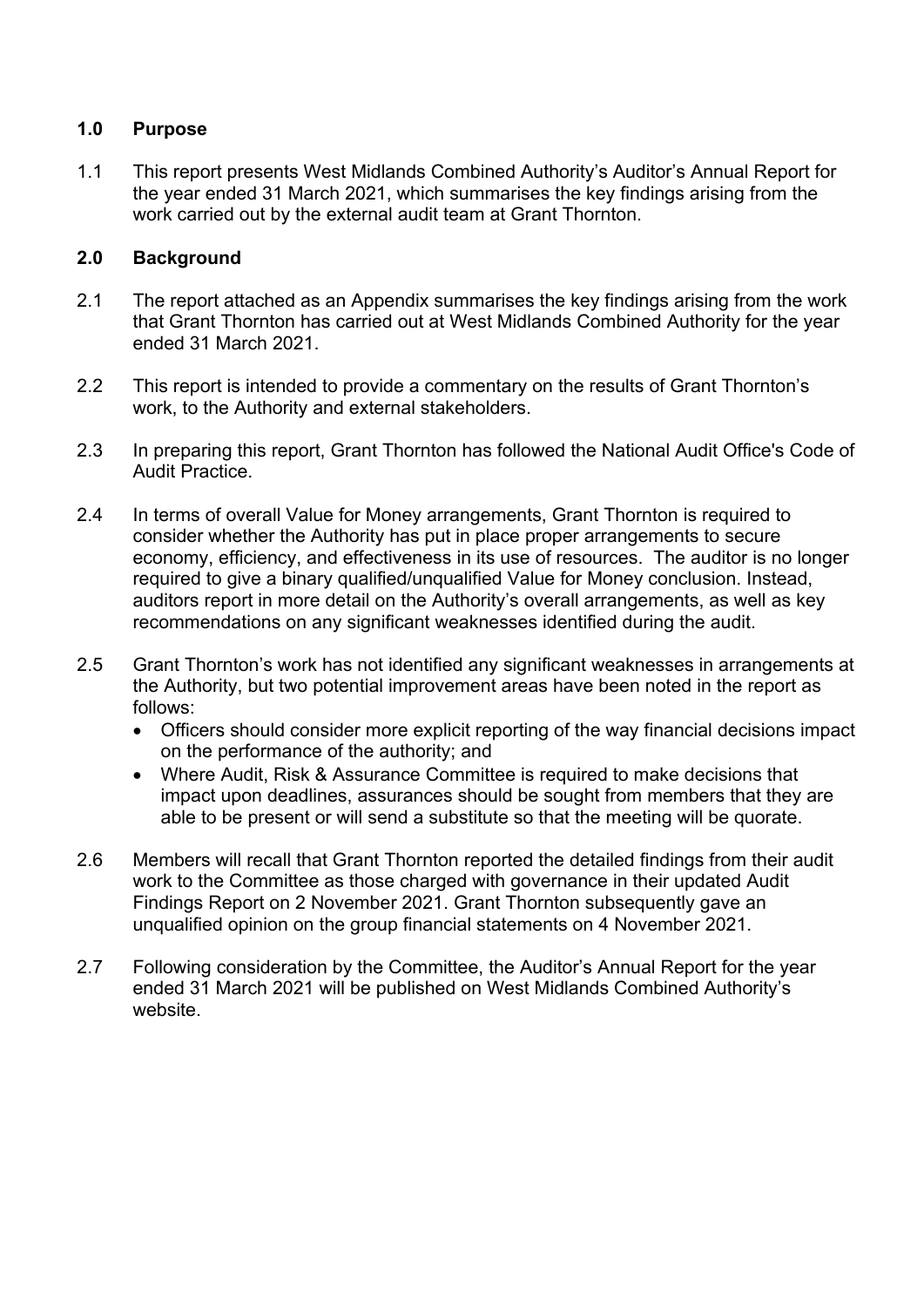## 1.0 Purpose

1.1 This report presents West Midlands Combined Authority's Auditor's Annual Report for the year ended 31 March 2021, which summarises the key findings arising from the work carried out by the external audit team at Grant Thornton.

## 2.0 Background

2.1 The report attached as an Appendix summarises the key findings arising from the work that Grant Thornton has carried out at West Midlands Combined Authority for the year ended 31 March 2021.

2.2 This report is intended to provide a commentary on the results of Grant Thornton's work, to the Authority and external stakeholders.

2.3 In preparing this report, Grant Thornton has followed the National Audit Office's Code of Audit Practice.

2.4 In terms of overall Value for Money arrangements, Grant Thornton is required to consider whether the Authority has put in place proper arrangements to secure economy, efficiency, and effectiveness in its use of resources. The auditor is no longer required to give a binary qualified/unqualified Value for Money conclusion. Instead, auditors report in more detail on the Authority's overall arrangements, as well as key recommendations on any significant weaknesses identified during the audit.

2.5 Grant Thornton's work has not identified any significant weaknesses in arrangements at the Authority, but two potential improvement areas have been noted in the report as follows:

- Officers should consider more explicit reporting of the way financial decisions impact on the performance of the authority; and
- Where Audit, Risk & Assurance Committee is required to make decisions that impact upon deadlines, assurances should be sought from members that they are able to be present or will send a substitute so that the meeting will be quorate.

2.6 Members will recall that Grant Thornton reported the detailed findings from their audit work to the Committee as those charged with governance in their updated Audit Findings Report on 2 November 2021. Grant Thornton subsequently gave an unqualified opinion on the group financial statements on 4 November 2021.

2.7 Following consideration by the Committee, the Auditor's Annual Report for the year ended 31 March 2021 will be published on West Midlands Combined Authority's website.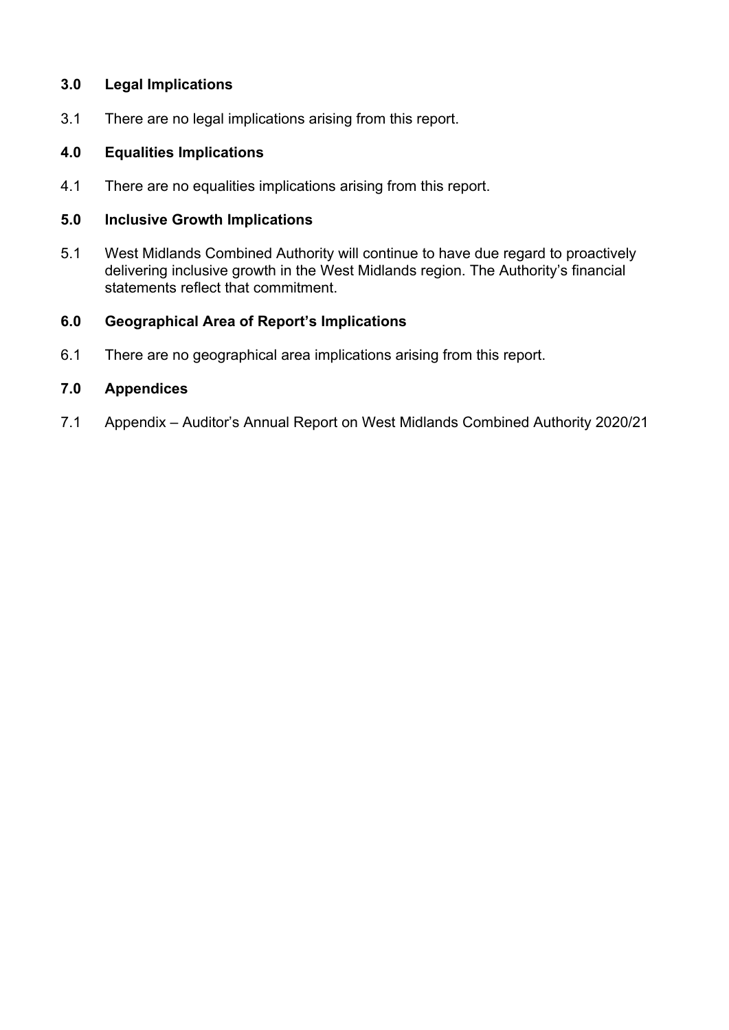## 3.0 Legal Implications

3.1 There are no legal implications arising from this report.

## 4.0 Equalities Implications

4.1 There are no equalities implications arising from this report.

## 5.0 Inclusive Growth Implications

5.1 West Midlands Combined Authority will continue to have due regard to proactively delivering inclusive growth in the West Midlands region. The Authority's financial statements reflect that commitment.

## 6.0 Geographical Area of Report's Implications

6.1 There are no geographical area implications arising from this report.

## 7.0 Appendices

7.1 Appendix – Auditor's Annual Report on West Midlands Combined Authority 2020/21